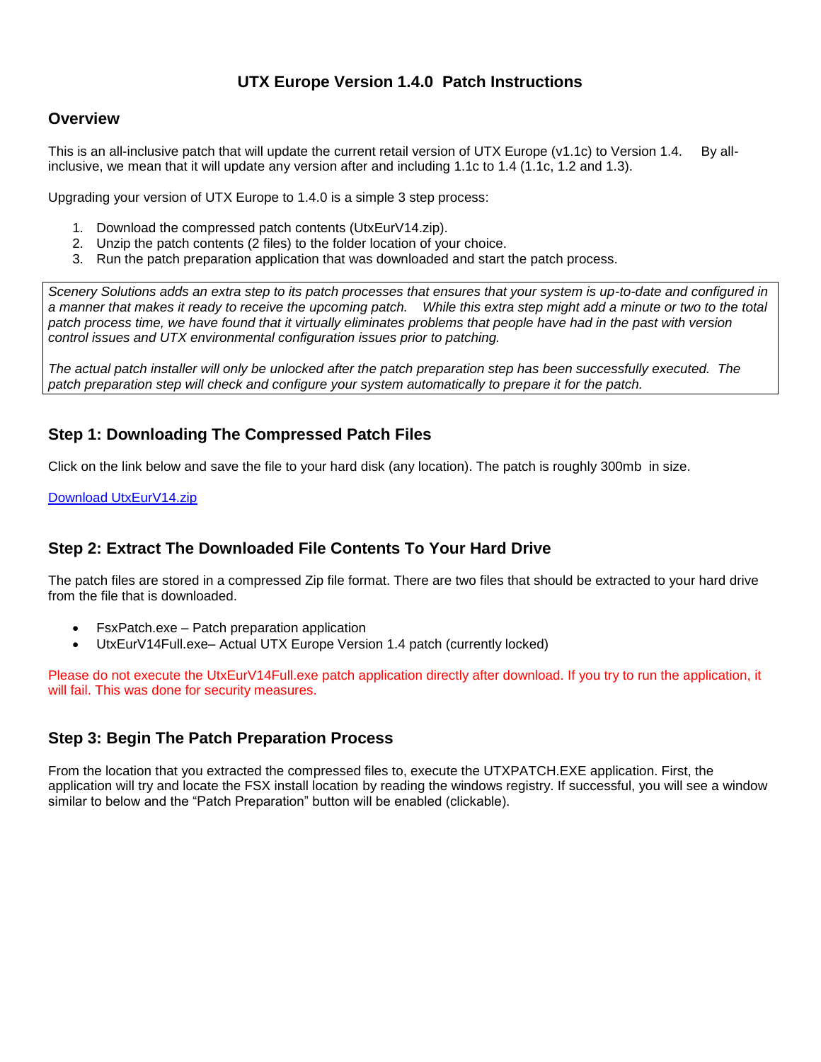# UTX Europe Version 1.4.0 Patch Instructions

## Overview

This is an all-inclusive patch that will update the current retail version of UTX Europe (v1.1c) to Version 1.4. By all-inclusive, we mean that it will update any version after and including 1.1c to 1.4 (1.1c, 1.2 and 1.3).

Upgrading your version of UTX Europe to 1.4.0 is a simple 3 step process:

1. Download the compressed patch contents (UtxEurV14.zip).
2. Unzip the patch contents (2 files) to the folder location of your choice.
3. Run the patch preparation application that was downloaded and start the patch process.

> *Scenery Solutions adds an extra step to its patch processes that ensures that your system is up-to-date and configured in a manner that makes it ready to receive the upcoming patch. While this extra step might add a minute or two to the total patch process time, we have found that it virtually eliminates problems that people have had in the past with version control issues and UTX environmental configuration issues prior to patching.*
>
> *The actual patch installer will only be unlocked after the patch preparation step has been successfully executed. The patch preparation step will check and configure your system automatically to prepare it for the patch.*

## Step 1: Downloading The Compressed Patch Files

Click on the link below and save the file to your hard disk (any location). The patch is roughly 300mb in size.

[Download UtxEurV14.zip]

## Step 2: Extract The Downloaded File Contents To Your Hard Drive

The patch files are stored in a compressed Zip file format. There are two files that should be extracted to your hard drive from the file that is downloaded.

- FsxPatch.exe – Patch preparation application
- UtxEurV14Full.exe– Actual UTX Europe Version 1.4 patch (currently locked)

Please do not execute the UtxEurV14Full.exe patch application directly after download. If you try to run the application, it will fail. This was done for security measures.

## Step 3: Begin The Patch Preparation Process

From the location that you extracted the compressed files to, execute the UTXPATCH.EXE application. First, the application will try and locate the FSX install location by reading the windows registry. If successful, you will see a window similar to below and the "Patch Preparation" button will be enabled (clickable).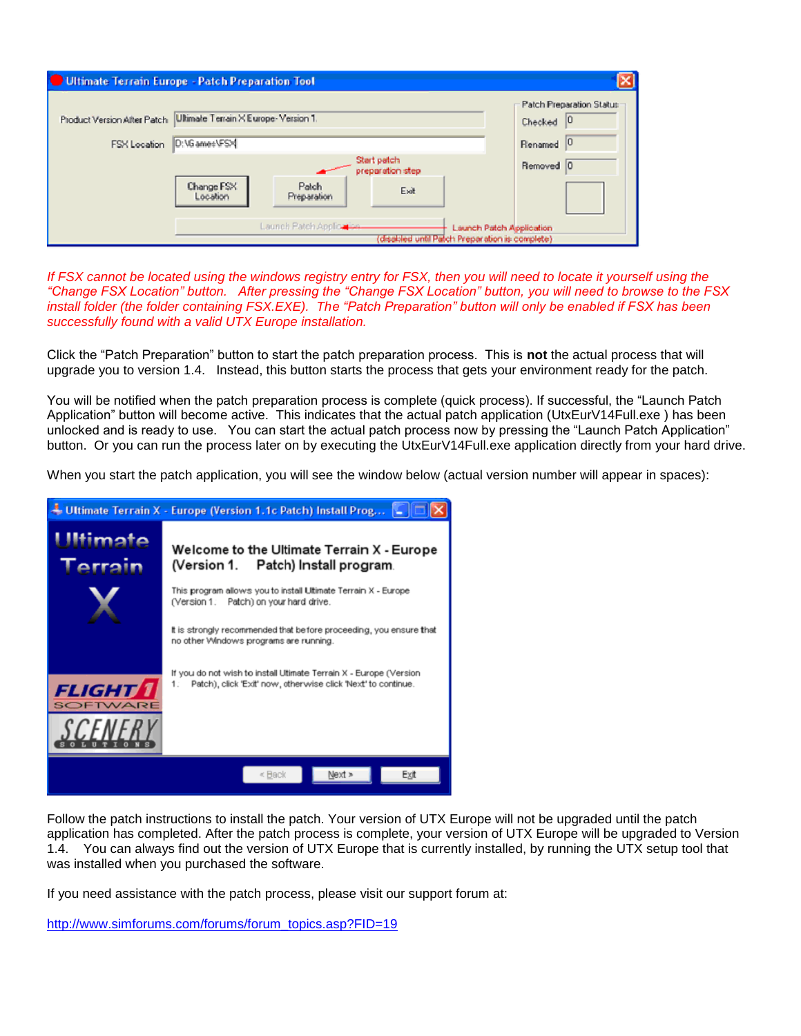*If FSX cannot be located using the windows registry entry for FSX, then you will need to locate it yourself using the "Change FSX Location" button. After pressing the "Change FSX Location" button, you will need to browse to the FSX install folder (the folder containing FSX.EXE). The "Patch Preparation" button will only be enabled if FSX has been successfully found with a valid UTX Europe installation.*

Click the "Patch Preparation" button to start the patch preparation process. This is **not** the actual process that will upgrade you to version 1.4. Instead, this button starts the process that gets your environment ready for the patch.

You will be notified when the patch preparation process is complete (quick process). If successful, the "Launch Patch Application" button will become active. This indicates that the actual patch application (UtxEurV14Full.exe ) has been unlocked and is ready to use. You can start the actual patch process now by pressing the "Launch Patch Application" button. Or you can run the process later on by executing the UtxEurV14Full.exe application directly from your hard drive.

When you start the patch application, you will see the window below (actual version number will appear in spaces):

Follow the patch instructions to install the patch. Your version of UTX Europe will not be upgraded until the patch application has completed. After the patch process is complete, your version of UTX Europe will be upgraded to Version 1.4. You can always find out the version of UTX Europe that is currently installed, by running the UTX setup tool that was installed when you purchased the software.

If you need assistance with the patch process, please visit our support forum at:

http://www.simforums.com/forums/forum_topics.asp?FID=19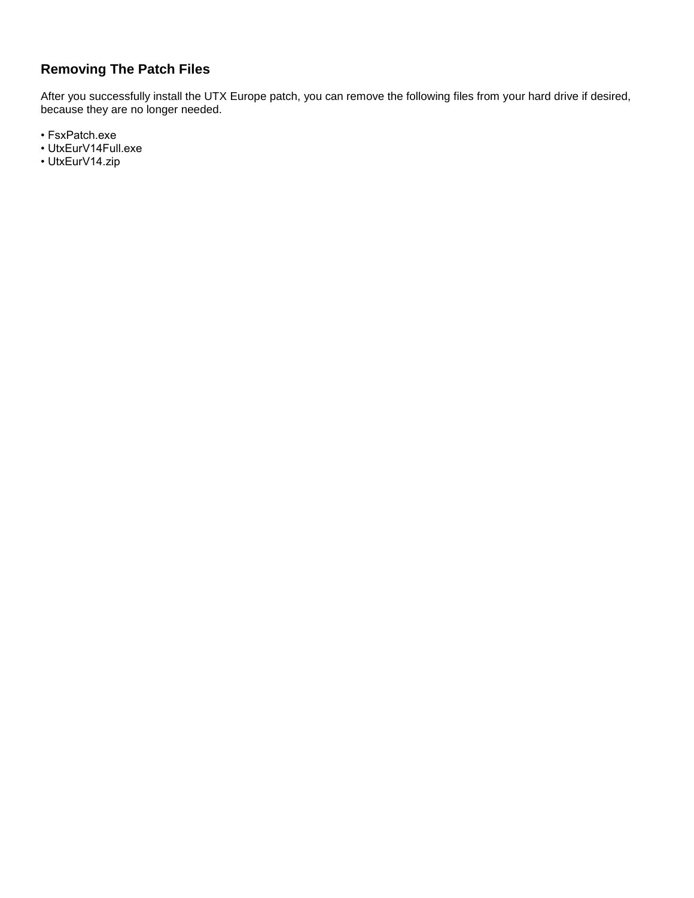## Removing The Patch Files

After you successfully install the UTX Europe patch, you can remove the following files from your hard drive if desired, because they are no longer needed.

- FsxPatch.exe
- UtxEurV14Full.exe
- UtxEurV14.zip